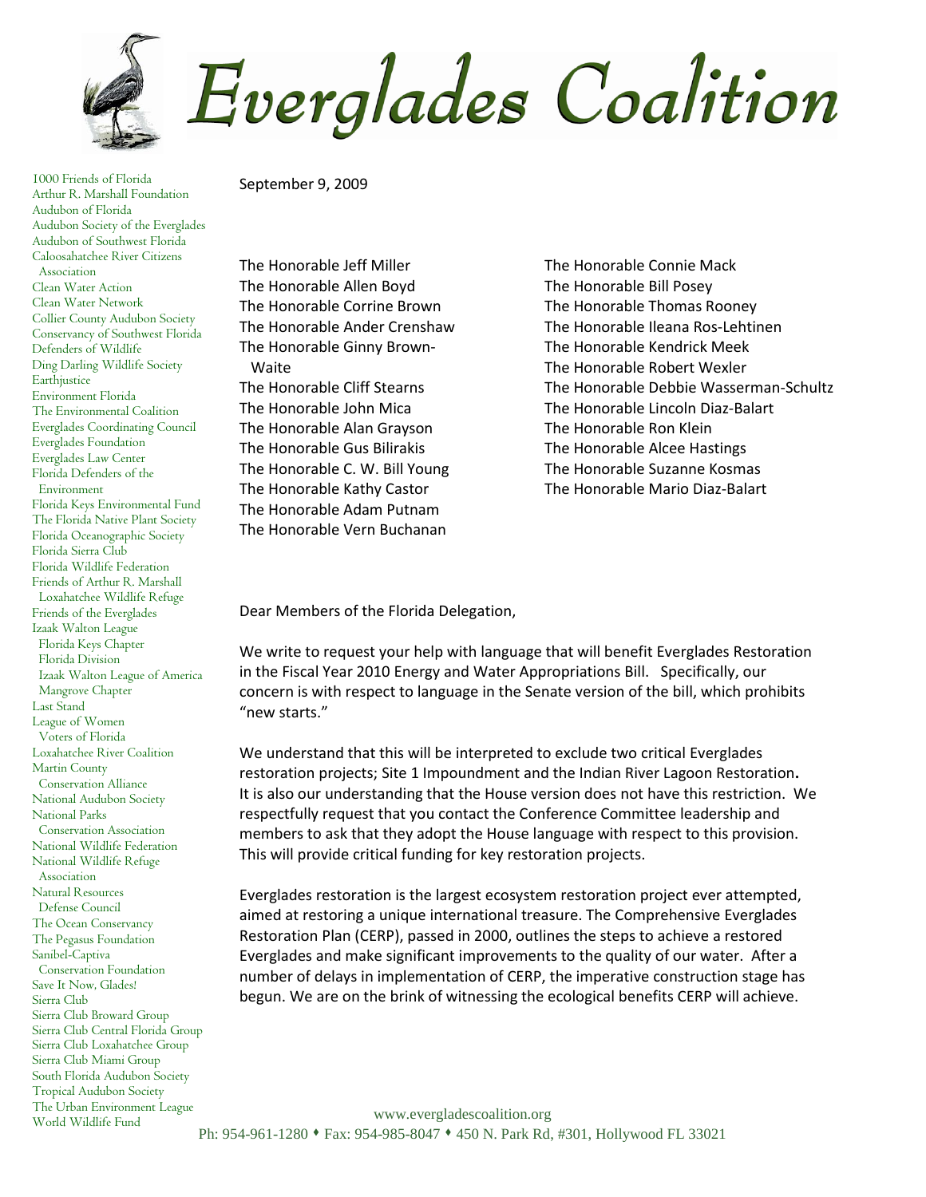# Everglades Coalition

1000 Friends of Florida
Arthur R. Marshall Foundation
Audubon of Florida
Audubon Society of the Everglades
Audubon of Southwest Florida
Caloosahatchee River Citizens Association
Clean Water Action
Clean Water Network
Collier County Audubon Society
Conservancy of Southwest Florida
Defenders of Wildlife
Ding Darling Wildlife Society
Earthjustice
Environment Florida
The Environmental Coalition
Everglades Coordinating Council
Everglades Foundation
Everglades Law Center
Florida Defenders of the Environment
Florida Keys Environmental Fund
The Florida Native Plant Society
Florida Oceanographic Society
Florida Sierra Club
Florida Wildlife Federation
Friends of Arthur R. Marshall Loxahatchee Wildlife Refuge
Friends of the Everglades
Izaak Walton League
Florida Keys Chapter
Florida Division
Izaak Walton League of America
Mangrove Chapter
Last Stand
League of Women Voters of Florida
Loxahatchee River Coalition
Martin County Conservation Alliance
National Audubon Society
National Parks Conservation Association
National Wildlife Federation
National Wildlife Refuge Association
Natural Resources Defense Council
The Ocean Conservancy
The Pegasus Foundation
Sanibel-Captiva Conservation Foundation
Save It Now, Glades!
Sierra Club
Sierra Club Broward Group
Sierra Club Central Florida Group
Sierra Club Loxahatchee Group
Sierra Club Miami Group
South Florida Audubon Society
Tropical Audubon Society
The Urban Environment League
World Wildlife Fund

September 9, 2009

The Honorable Jeff Miller
The Honorable Allen Boyd
The Honorable Corrine Brown
The Honorable Ander Crenshaw
The Honorable Ginny Brown-Waite
The Honorable Cliff Stearns
The Honorable John Mica
The Honorable Alan Grayson
The Honorable Gus Bilirakis
The Honorable C. W. Bill Young
The Honorable Kathy Castor
The Honorable Adam Putnam
The Honorable Vern Buchanan
The Honorable Connie Mack
The Honorable Bill Posey
The Honorable Thomas Rooney
The Honorable Ileana Ros-Lehtinen
The Honorable Kendrick Meek
The Honorable Robert Wexler
The Honorable Debbie Wasserman-Schultz
The Honorable Lincoln Diaz-Balart
The Honorable Ron Klein
The Honorable Alcee Hastings
The Honorable Suzanne Kosmas
The Honorable Mario Diaz-Balart

Dear Members of the Florida Delegation,

We write to request your help with language that will benefit Everglades Restoration in the Fiscal Year 2010 Energy and Water Appropriations Bill. Specifically, our concern is with respect to language in the Senate version of the bill, which prohibits "new starts."

We understand that this will be interpreted to exclude two critical Everglades restoration projects; Site 1 Impoundment and the Indian River Lagoon Restoration**.** It is also our understanding that the House version does not have this restriction. We respectfully request that you contact the Conference Committee leadership and members to ask that they adopt the House language with respect to this provision. This will provide critical funding for key restoration projects.

Everglades restoration is the largest ecosystem restoration project ever attempted, aimed at restoring a unique international treasure. The Comprehensive Everglades Restoration Plan (CERP), passed in 2000, outlines the steps to achieve a restored Everglades and make significant improvements to the quality of our water. After a number of delays in implementation of CERP, the imperative construction stage has begun. We are on the brink of witnessing the ecological benefits CERP will achieve.

www.evergladescoalition.org
Ph: 954-961-1280 • Fax: 954-985-8047 • 450 N. Park Rd, #301, Hollywood FL 33021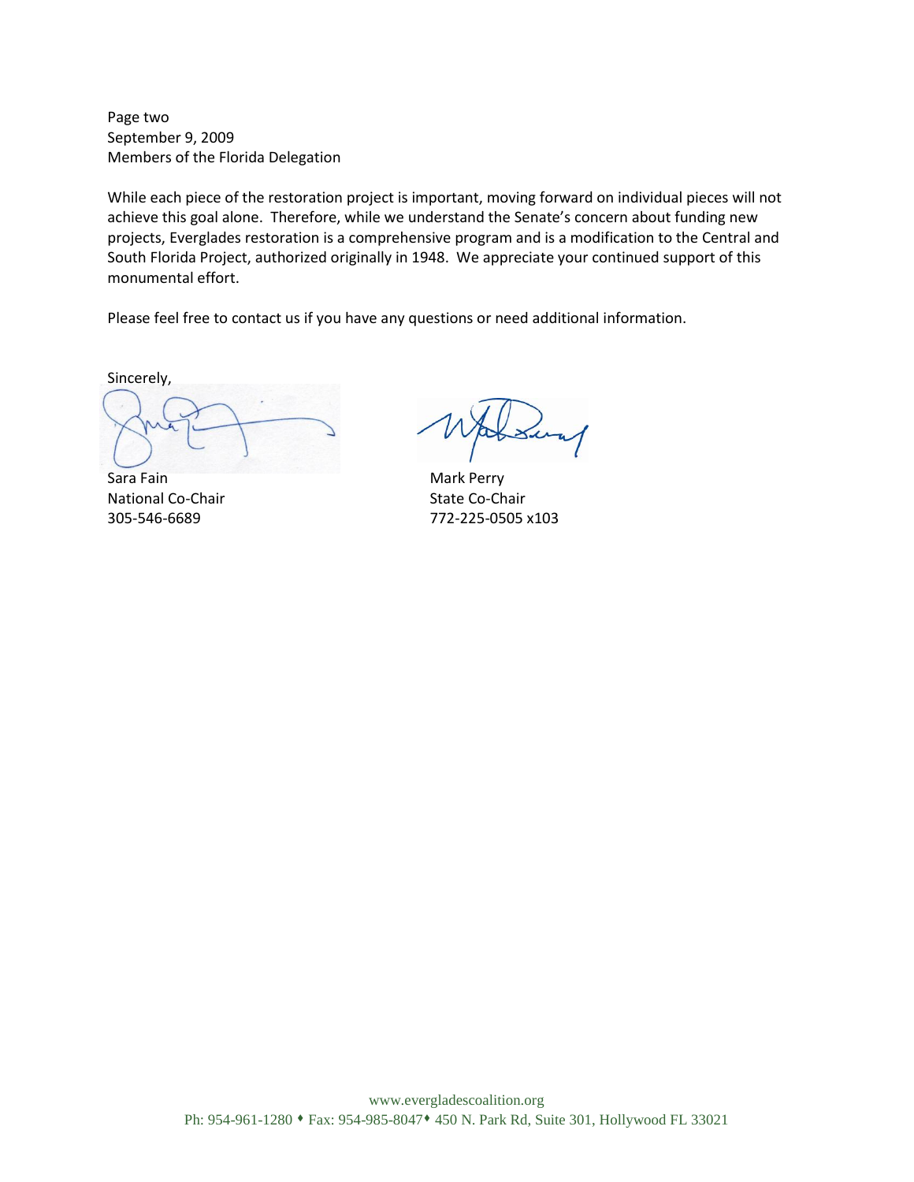Page two
September 9, 2009
Members of the Florida Delegation

While each piece of the restoration project is important, moving forward on individual pieces will not achieve this goal alone. Therefore, while we understand the Senate's concern about funding new projects, Everglades restoration is a comprehensive program and is a modification to the Central and South Florida Project, authorized originally in 1948. We appreciate your continued support of this monumental effort.

Please feel free to contact us if you have any questions or need additional information.

Sincerely,

Sara Fain
National Co-Chair
305-546-6689

Mark Perry
State Co-Chair
772-225-0505 x103

www.evergladescoalition.org
Ph: 954-961-1280 • Fax: 954-985-8047 • 450 N. Park Rd, Suite 301, Hollywood FL 33021